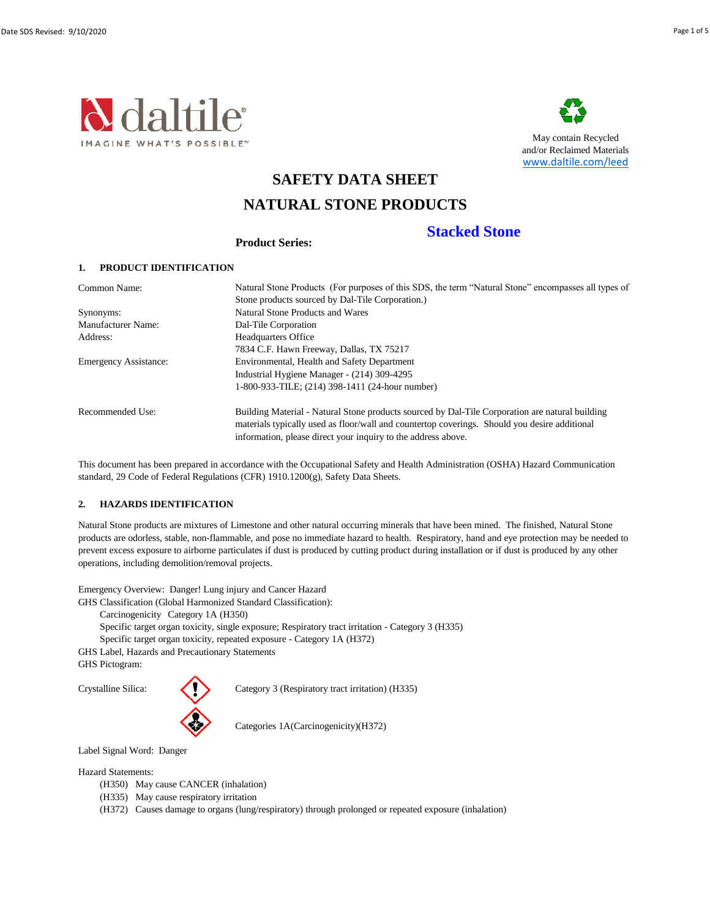daltile®
IMAGINE WHAT'S POSSIBLE™

May contain Recycled and/or Reclaimed Materials
www.daltile.com/leed

# SAFETY DATA SHEET

# NATURAL STONE PRODUCTS

**Product Series:** **Stacked Stone**

## 1. PRODUCT IDENTIFICATION

| | |
|---|---|
| Common Name: | Natural Stone Products (For purposes of this SDS, the term "Natural Stone" encompasses all types of Stone products sourced by Dal-Tile Corporation.) |
| Synonyms: | Natural Stone Products and Wares |
| Manufacturer Name: | Dal-Tile Corporation |
| Address: | Headquarters Office<br>7834 C.F. Hawn Freeway, Dallas, TX 75217 |
| Emergency Assistance: | Environmental, Health and Safety Department<br>Industrial Hygiene Manager - (214) 309-4295<br>1-800-933-TILE; (214) 398-1411 (24-hour number) |
| Recommended Use: | Building Material - Natural Stone products sourced by Dal-Tile Corporation are natural building materials typically used as floor/wall and countertop coverings. Should you desire additional information, please direct your inquiry to the address above. |

This document has been prepared in accordance with the Occupational Safety and Health Administration (OSHA) Hazard Communication standard, 29 Code of Federal Regulations (CFR) 1910.1200(g), Safety Data Sheets.

## 2. HAZARDS IDENTIFICATION

Natural Stone products are mixtures of Limestone and other natural occurring minerals that have been mined. The finished, Natural Stone products are odorless, stable, non-flammable, and pose no immediate hazard to health. Respiratory, hand and eye protection may be needed to prevent excess exposure to airborne particulates if dust is produced by cutting product during installation or if dust is produced by any other operations, including demolition/removal projects.

Emergency Overview: Danger! Lung injury and Cancer Hazard

GHS Classification (Global Harmonized Standard Classification):

- Carcinogenicity Category 1A (H350)
- Specific target organ toxicity, single exposure; Respiratory tract irritation - Category 3 (H335)
- Specific target organ toxicity, repeated exposure - Category 1A (H372)

GHS Label, Hazards and Precautionary Statements

GHS Pictogram:

Crystalline Silica:

- Category 3 (Respiratory tract irritation) (H335)
- Categories 1A(Carcinogenicity)(H372)

Label Signal Word: Danger

Hazard Statements:

- (H350) May cause CANCER (inhalation)
- (H335) May cause respiratory irritation
- (H372) Causes damage to organs (lung/respiratory) through prolonged or repeated exposure (inhalation)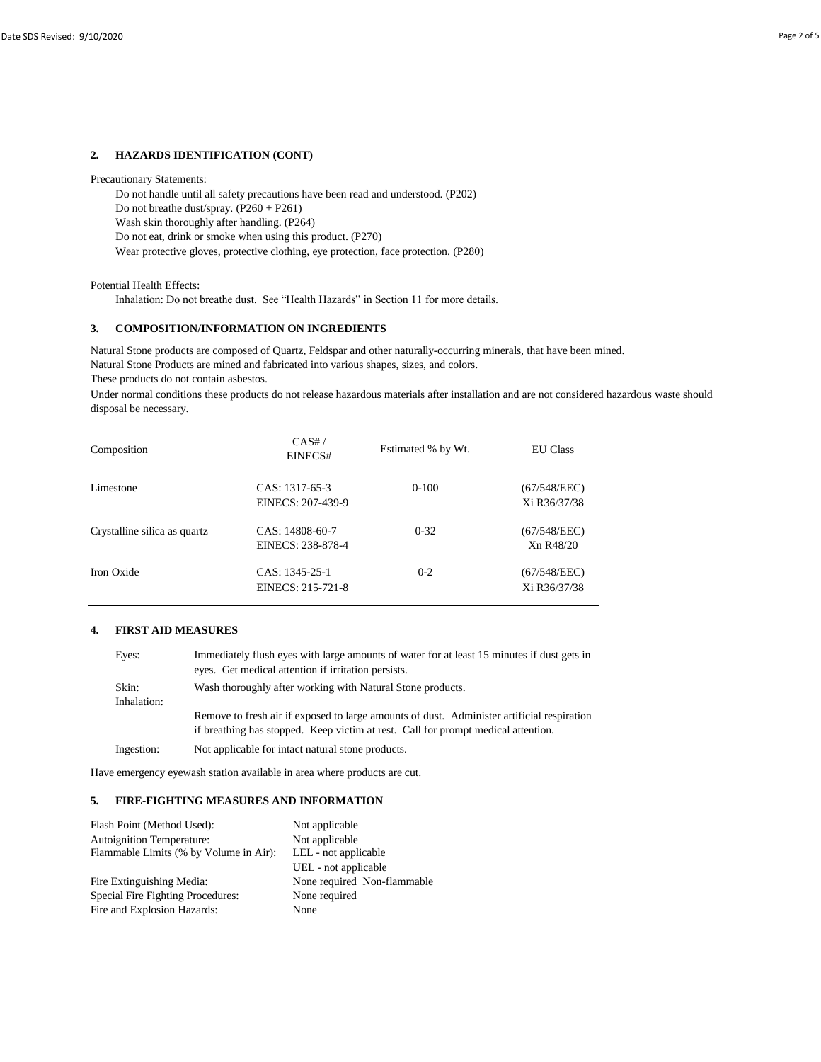## 2. HAZARDS IDENTIFICATION (CONT)

Precautionary Statements:

- Do not handle until all safety precautions have been read and understood. (P202)
- Do not breathe dust/spray. (P260 + P261)
- Wash skin thoroughly after handling. (P264)
- Do not eat, drink or smoke when using this product. (P270)
- Wear protective gloves, protective clothing, eye protection, face protection. (P280)

Potential Health Effects:

Inhalation: Do not breathe dust. See "Health Hazards" in Section 11 for more details.

## 3. COMPOSITION/INFORMATION ON INGREDIENTS

Natural Stone products are composed of Quartz, Feldspar and other naturally-occurring minerals, that have been mined.
Natural Stone Products are mined and fabricated into various shapes, sizes, and colors.
These products do not contain asbestos.
Under normal conditions these products do not release hazardous materials after installation and are not considered hazardous waste should disposal be necessary.

| Composition | CAS# / EINECS# | Estimated % by Wt. | EU Class |
|---|---|---|---|
| Limestone | CAS: 1317-65-3<br>EINECS: 207-439-9 | 0-100 | (67/548/EEC)<br>Xi R36/37/38 |
| Crystalline silica as quartz | CAS: 14808-60-7<br>EINECS: 238-878-4 | 0-32 | (67/548/EEC)<br>Xn R48/20 |
| Iron Oxide | CAS: 1345-25-1<br>EINECS: 215-721-8 | 0-2 | (67/548/EEC)<br>Xi R36/37/38 |

## 4. FIRST AID MEASURES

| | |
|---|---|
| Eyes: | Immediately flush eyes with large amounts of water for at least 15 minutes if dust gets in eyes. Get medical attention if irritation persists. |
| Skin: | Wash thoroughly after working with Natural Stone products. |
| Inhalation: | Remove to fresh air if exposed to large amounts of dust. Administer artificial respiration if breathing has stopped. Keep victim at rest. Call for prompt medical attention. |
| Ingestion: | Not applicable for intact natural stone products. |

Have emergency eyewash station available in area where products are cut.

## 5. FIRE-FIGHTING MEASURES AND INFORMATION

| | |
|---|---|
| Flash Point (Method Used): | Not applicable |
| Autoignition Temperature: | Not applicable |
| Flammable Limits (% by Volume in Air): | LEL - not applicable<br>UEL - not applicable |
| Fire Extinguishing Media: | None required Non-flammable |
| Special Fire Fighting Procedures: | None required |
| Fire and Explosion Hazards: | None |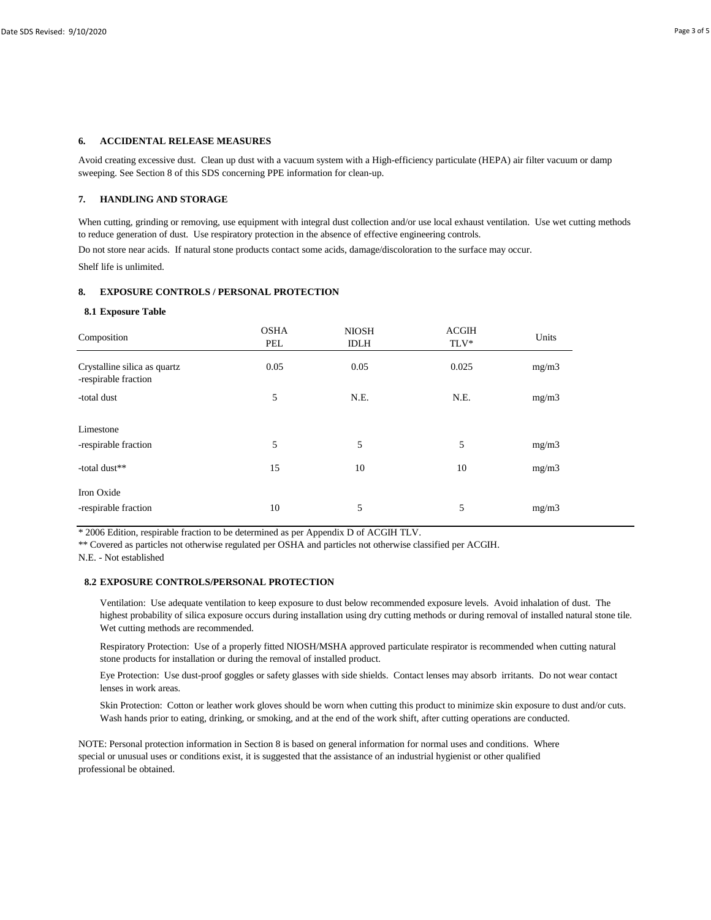## 6. ACCIDENTAL RELEASE MEASURES

Avoid creating excessive dust. Clean up dust with a vacuum system with a High-efficiency particulate (HEPA) air filter vacuum or damp sweeping. See Section 8 of this SDS concerning PPE information for clean-up.

## 7. HANDLING AND STORAGE

When cutting, grinding or removing, use equipment with integral dust collection and/or use local exhaust ventilation. Use wet cutting methods to reduce generation of dust. Use respiratory protection in the absence of effective engineering controls.

Do not store near acids. If natural stone products contact some acids, damage/discoloration to the surface may occur.

Shelf life is unlimited.

## 8. EXPOSURE CONTROLS / PERSONAL PROTECTION

### 8.1 Exposure Table

| Composition | OSHA PEL | NIOSH IDLH | ACGIH TLV* | Units |
|---|---|---|---|---|
| Crystalline silica as quartz -respirable fraction | 0.05 | 0.05 | 0.025 | mg/m3 |
| -total dust | 5 | N.E. | N.E. | mg/m3 |
| Limestone | | | | |
| -respirable fraction | 5 | 5 | 5 | mg/m3 |
| -total dust** | 15 | 10 | 10 | mg/m3 |
| Iron Oxide | | | | |
| -respirable fraction | 10 | 5 | 5 | mg/m3 |

\* 2006 Edition, respirable fraction to be determined as per Appendix D of ACGIH TLV.

** Covered as particles not otherwise regulated per OSHA and particles not otherwise classified per ACGIH.

N.E. - Not established

### 8.2 EXPOSURE CONTROLS/PERSONAL PROTECTION

Ventilation: Use adequate ventilation to keep exposure to dust below recommended exposure levels. Avoid inhalation of dust. The highest probability of silica exposure occurs during installation using dry cutting methods or during removal of installed natural stone tile. Wet cutting methods are recommended.

Respiratory Protection: Use of a properly fitted NIOSH/MSHA approved particulate respirator is recommended when cutting natural stone products for installation or during the removal of installed product.

Eye Protection: Use dust-proof goggles or safety glasses with side shields. Contact lenses may absorb irritants. Do not wear contact lenses in work areas.

Skin Protection: Cotton or leather work gloves should be worn when cutting this product to minimize skin exposure to dust and/or cuts. Wash hands prior to eating, drinking, or smoking, and at the end of the work shift, after cutting operations are conducted.

NOTE: Personal protection information in Section 8 is based on general information for normal uses and conditions. Where special or unusual uses or conditions exist, it is suggested that the assistance of an industrial hygienist or other qualified professional be obtained.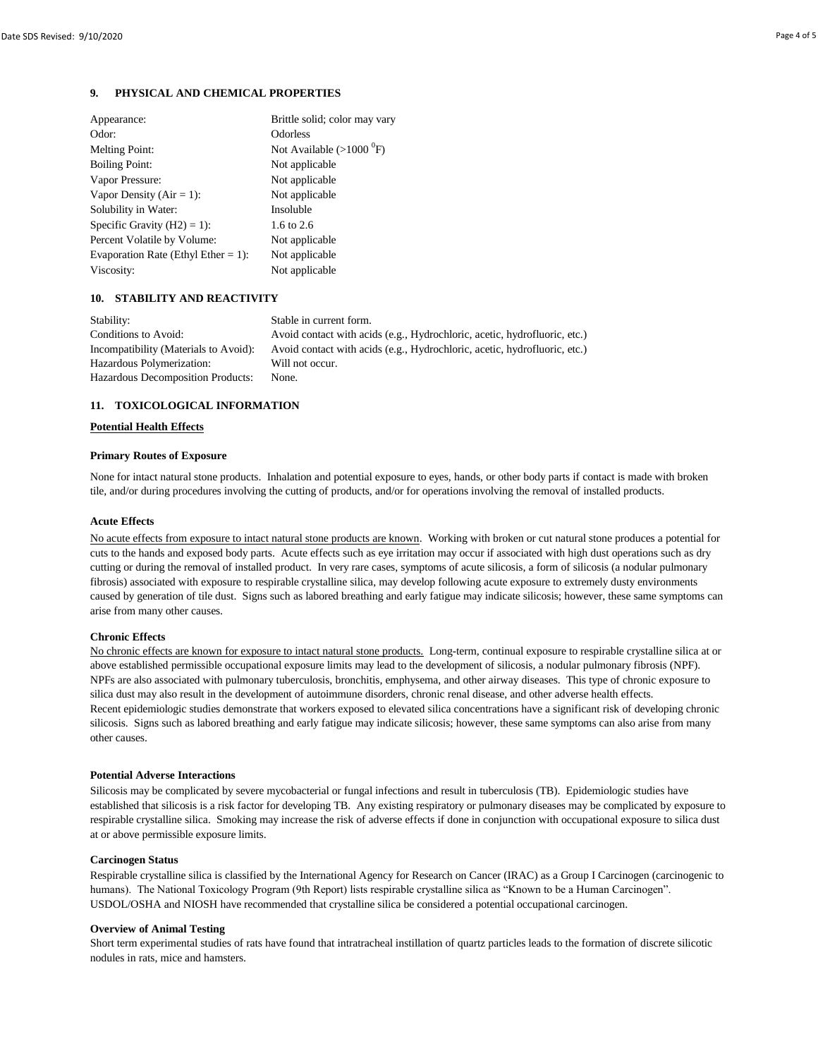## 9. PHYSICAL AND CHEMICAL PROPERTIES

| | |
|---|---|
| Appearance: | Brittle solid; color may vary |
| Odor: | Odorless |
| Melting Point: | Not Available (>1000 $^0$F) |
| Boiling Point: | Not applicable |
| Vapor Pressure: | Not applicable |
| Vapor Density (Air = 1): | Not applicable |
| Solubility in Water: | Insoluble |
| Specific Gravity (H2) = 1): | 1.6 to 2.6 |
| Percent Volatile by Volume: | Not applicable |
| Evaporation Rate (Ethyl Ether = 1): | Not applicable |
| Viscosity: | Not applicable |

## 10. STABILITY AND REACTIVITY

| | |
|---|---|
| Stability: | Stable in current form. |
| Conditions to Avoid: | Avoid contact with acids (e.g., Hydrochloric, acetic, hydrofluoric, etc.) |
| Incompatibility (Materials to Avoid): | Avoid contact with acids (e.g., Hydrochloric, acetic, hydrofluoric, etc.) |
| Hazardous Polymerization: | Will not occur. |
| Hazardous Decomposition Products: | None. |

## 11. TOXICOLOGICAL INFORMATION

**Potential Health Effects**

**Primary Routes of Exposure**

None for intact natural stone products. Inhalation and potential exposure to eyes, hands, or other body parts if contact is made with broken tile, and/or during procedures involving the cutting of products, and/or for operations involving the removal of installed products.

**Acute Effects**

No acute effects from exposure to intact natural stone products are known. Working with broken or cut natural stone produces a potential for cuts to the hands and exposed body parts. Acute effects such as eye irritation may occur if associated with high dust operations such as dry cutting or during the removal of installed product. In very rare cases, symptoms of acute silicosis, a form of silicosis (a nodular pulmonary fibrosis) associated with exposure to respirable crystalline silica, may develop following acute exposure to extremely dusty environments caused by generation of tile dust. Signs such as labored breathing and early fatigue may indicate silicosis; however, these same symptoms can arise from many other causes.

**Chronic Effects**

No chronic effects are known for exposure to intact natural stone products. Long-term, continual exposure to respirable crystalline silica at or above established permissible occupational exposure limits may lead to the development of silicosis, a nodular pulmonary fibrosis (NPF). NPFs are also associated with pulmonary tuberculosis, bronchitis, emphysema, and other airway diseases. This type of chronic exposure to silica dust may also result in the development of autoimmune disorders, chronic renal disease, and other adverse health effects. Recent epidemiologic studies demonstrate that workers exposed to elevated silica concentrations have a significant risk of developing chronic silicosis. Signs such as labored breathing and early fatigue may indicate silicosis; however, these same symptoms can also arise from many other causes.

**Potential Adverse Interactions**

Silicosis may be complicated by severe mycobacterial or fungal infections and result in tuberculosis (TB). Epidemiologic studies have established that silicosis is a risk factor for developing TB. Any existing respiratory or pulmonary diseases may be complicated by exposure to respirable crystalline silica. Smoking may increase the risk of adverse effects if done in conjunction with occupational exposure to silica dust at or above permissible exposure limits.

**Carcinogen Status**

Respirable crystalline silica is classified by the International Agency for Research on Cancer (IRAC) as a Group I Carcinogen (carcinogenic to humans). The National Toxicology Program (9th Report) lists respirable crystalline silica as "Known to be a Human Carcinogen". USDOL/OSHA and NIOSH have recommended that crystalline silica be considered a potential occupational carcinogen.

**Overview of Animal Testing**

Short term experimental studies of rats have found that intratracheal instillation of quartz particles leads to the formation of discrete silicotic nodules in rats, mice and hamsters.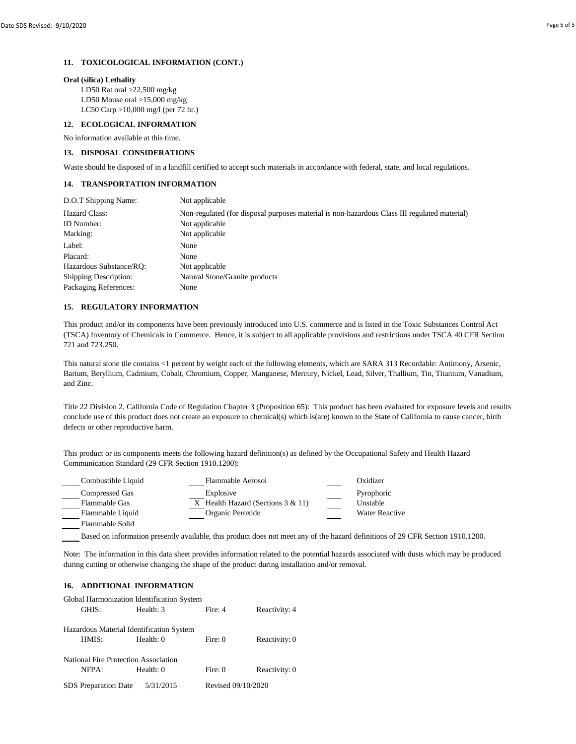## 11. TOXICOLOGICAL INFORMATION (CONT.)

**Oral (silica) Lethality**

LD50 Rat oral >22,500 mg/kg
LD50 Mouse oral >15,000 mg/kg
LC50 Carp >10,000 mg/l (per 72 hr.)

## 12. ECOLOGICAL INFORMATION

No information available at this time.

## 13. DISPOSAL CONSIDERATIONS

Waste should be disposed of in a landfill certified to accept such materials in accordance with federal, state, and local regulations.

## 14. TRANSPORTATION INFORMATION

| | |
|---|---|
| D.O.T Shipping Name: | Not applicable |
| Hazard Class: | Non-regulated (for disposal purposes material is non-hazardous Class III regulated material) |
| ID Number: | Not applicable |
| Marking: | Not applicable |
| Label: | None |
| Placard: | None |
| Hazardous Substance/RQ: | Not applicable |
| Shipping Description: | Natural Stone/Granite products |
| Packaging References: | None |

## 15. REGULATORY INFORMATION

This product and/or its components have been previously introduced into U.S. commerce and is listed in the Toxic Substances Control Act (TSCA) Inventory of Chemicals in Commerce. Hence, it is subject to all applicable provisions and restrictions under TSCA 40 CFR Section 721 and 723.250.

This natural stone tile contains <1 percent by weight each of the following elements, which are SARA 313 Recordable: Antimony, Arsenic, Barium, Beryllium, Cadmium, Cobalt, Chromium, Copper, Manganese, Mercury, Nickel, Lead, Silver, Thallium, Tin, Titanium, Vanadium, and Zinc.

Title 22 Division 2, California Code of Regulation Chapter 3 (Proposition 65): This product has been evaluated for exposure levels and results conclude use of this product does not create an exposure to chemical(s) which is(are) known to the State of California to cause cancer, birth defects or other reproductive harm.

This product or its components meets the following hazard definition(s) as defined by the Occupational Safety and Health Hazard Communication Standard (29 CFR Section 1910.1200):

| | | | | | |
|---|---|---|---|---|---|
| ___ | Combustible Liquid | ___ | Flammable Aerosol | ___ | Oxidizer |
| ___ | Compressed Gas | ___ | Explosive | ___ | Pyrophoric |
| ___ | Flammable Gas | X | Health Hazard (Sections 3 & 11) | ___ | Unstable |
| ___ | Flammable Liquid | ___ | Organic Peroxide | ___ | Water Reactive |
| ___ | Flammable Solid | | | | |

___ Based on information presently available, this product does not meet any of the hazard definitions of 29 CFR Section 1910.1200.

Note: The information in this data sheet provides information related to the potential hazards associated with dusts which may be produced during cutting or otherwise changing the shape of the product during installation and/or removal.

## 16. ADDITIONAL INFORMATION

Global Harmonization Identification System

| | | | |
|---|---|---|---|
| GHIS: | Health: 3 | Fire: 4 | Reactivity: 4 |

Hazardous Material Identification System

| | | | |
|---|---|---|---|
| HMIS: | Health: 0 | Fire: 0 | Reactivity: 0 |

National Fire Protection Association

| | | | |
|---|---|---|---|
| NFPA: | Health: 0 | Fire: 0 | Reactivity: 0 |

SDS Preparation Date 5/31/2015 Revised 09/10/2020